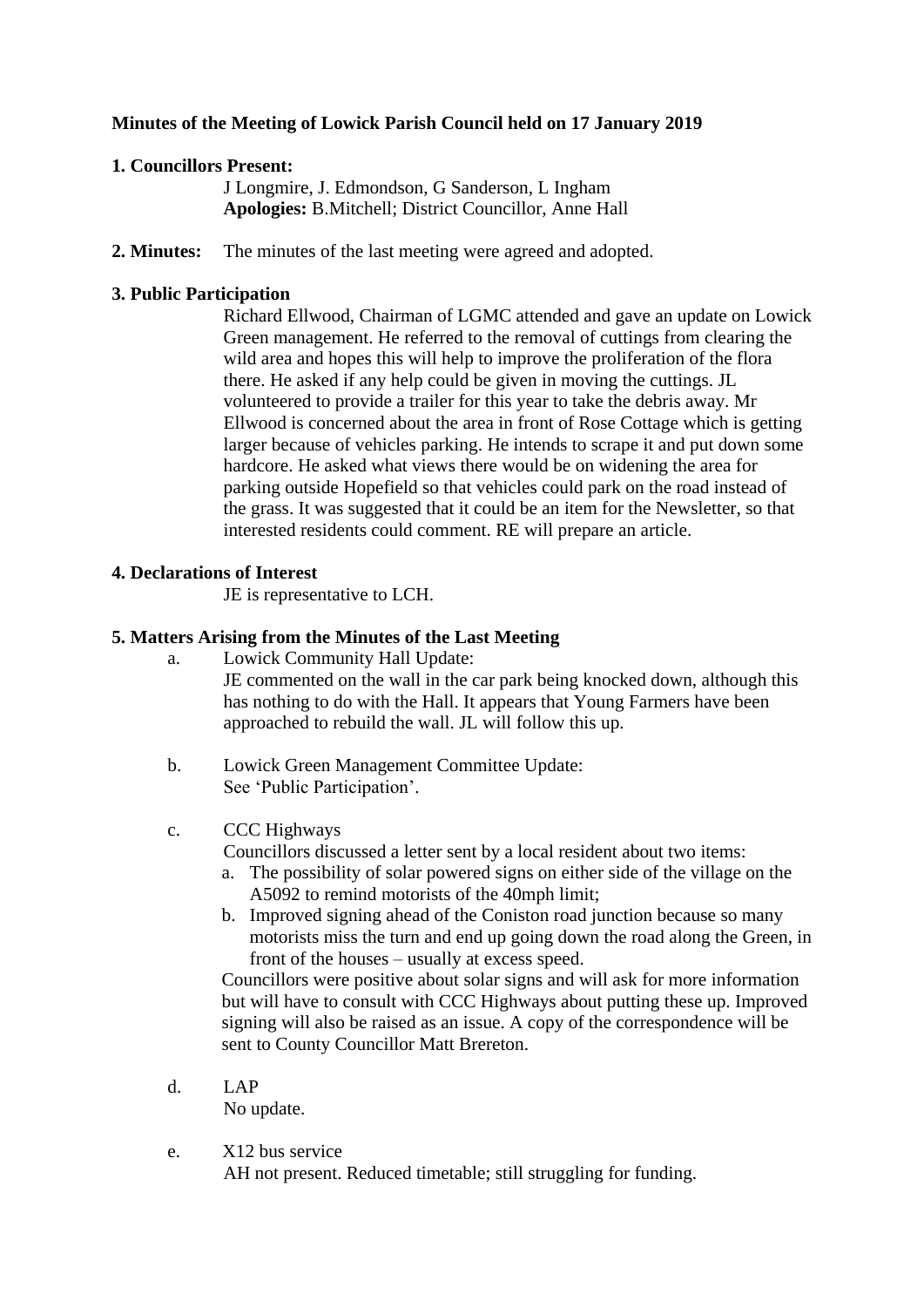**Minutes of the Meeting of Lowick Parish Council held on 17 January 2019**

**1. Councillors Present:**

J Longmire, J. Edmondson, G Sanderson, L Ingham
**Apologies:** B.Mitchell; District Councillor, Anne Hall

**2. Minutes:** The minutes of the last meeting were agreed and adopted.

**3. Public Participation**

Richard Ellwood, Chairman of LGMC attended and gave an update on Lowick Green management. He referred to the removal of cuttings from clearing the wild area and hopes this will help to improve the proliferation of the flora there. He asked if any help could be given in moving the cuttings. JL volunteered to provide a trailer for this year to take the debris away. Mr Ellwood is concerned about the area in front of Rose Cottage which is getting larger because of vehicles parking. He intends to scrape it and put down some hardcore. He asked what views there would be on widening the area for parking outside Hopefield so that vehicles could park on the road instead of the grass. It was suggested that it could be an item for the Newsletter, so that interested residents could comment. RE will prepare an article.

**4. Declarations of Interest**

JE is representative to LCH.

**5. Matters Arising from the Minutes of the Last Meeting**

a. Lowick Community Hall Update:
JE commented on the wall in the car park being knocked down, although this has nothing to do with the Hall. It appears that Young Farmers have been approached to rebuild the wall. JL will follow this up.

b. Lowick Green Management Committee Update:
See 'Public Participation'.

c. CCC Highways
Councillors discussed a letter sent by a local resident about two items:
   a. The possibility of solar powered signs on either side of the village on the A5092 to remind motorists of the 40mph limit;
   b. Improved signing ahead of the Coniston road junction because so many motorists miss the turn and end up going down the road along the Green, in front of the houses – usually at excess speed.

Councillors were positive about solar signs and will ask for more information but will have to consult with CCC Highways about putting these up. Improved signing will also be raised as an issue. A copy of the correspondence will be sent to County Councillor Matt Brereton.

d. LAP
No update.

e. X12 bus service
AH not present. Reduced timetable; still struggling for funding.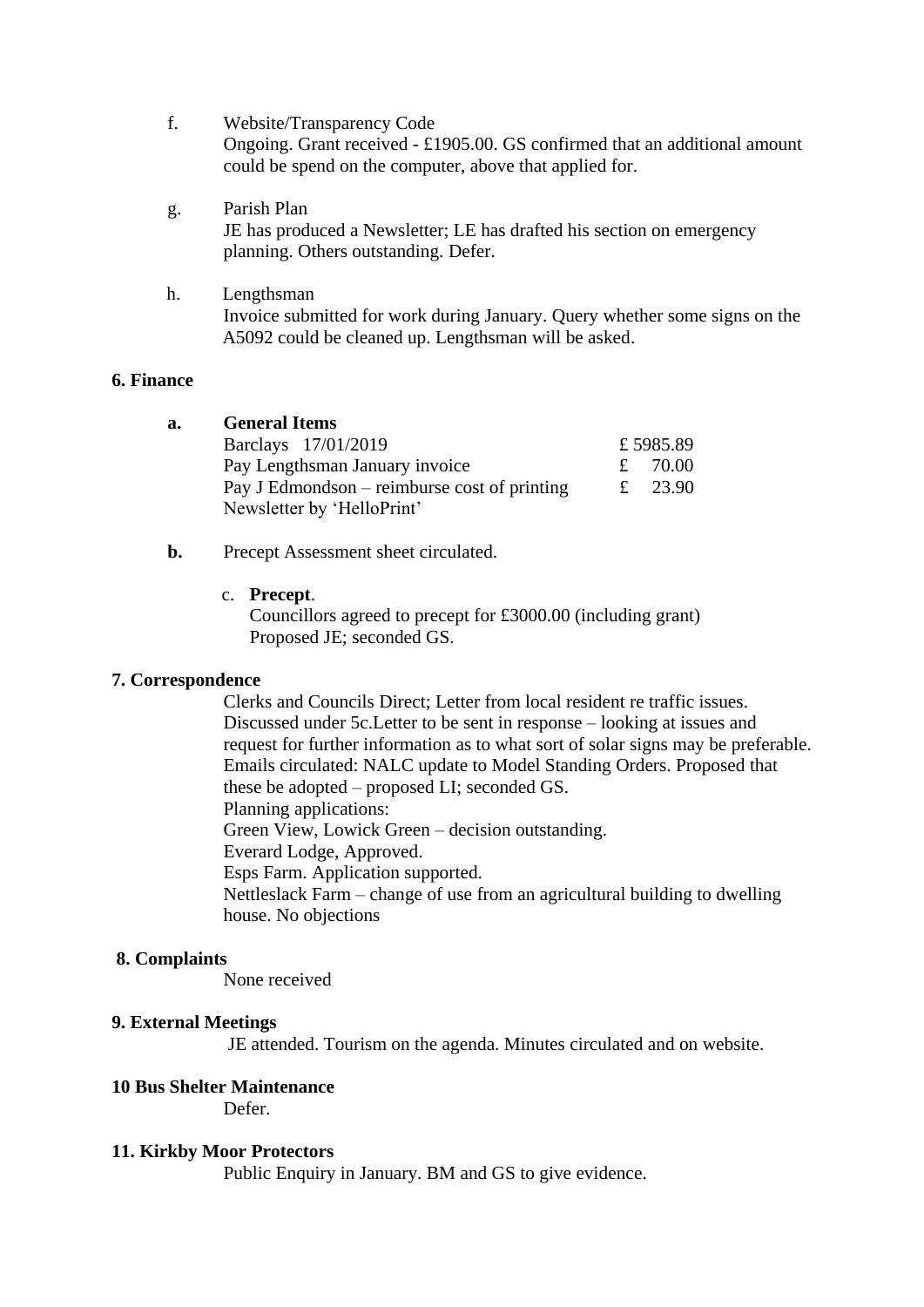f. Website/Transparency Code
Ongoing. Grant received - £1905.00. GS confirmed that an additional amount could be spend on the computer, above that applied for.

g. Parish Plan
JE has produced a Newsletter; LE has drafted his section on emergency planning. Others outstanding. Defer.

h. Lengthsman
Invoice submitted for work during January. Query whether some signs on the A5092 could be cleaned up. Lengthsman will be asked.

**6. Finance**

**a. General Items**

| | |
|---|---|
| Barclays 17/01/2019 | £ 5985.89 |
| Pay Lengthsman January invoice | £ 70.00 |
| Pay J Edmondson – reimburse cost of printing Newsletter by 'HelloPrint' | £ 23.90 |

**b.** Precept Assessment sheet circulated.

c. **Precept**.
Councillors agreed to precept for £3000.00 (including grant)
Proposed JE; seconded GS.

**7. Correspondence**

Clerks and Councils Direct; Letter from local resident re traffic issues. Discussed under 5c.Letter to be sent in response – looking at issues and request for further information as to what sort of solar signs may be preferable.
Emails circulated: NALC update to Model Standing Orders. Proposed that these be adopted – proposed LI; seconded GS.
Planning applications:
Green View, Lowick Green – decision outstanding.
Everard Lodge, Approved.
Esps Farm. Application supported.
Nettleslack Farm – change of use from an agricultural building to dwelling house. No objections

**8. Complaints**

None received

**9. External Meetings**

JE attended. Tourism on the agenda. Minutes circulated and on website.

**10 Bus Shelter Maintenance**

Defer.

**11. Kirkby Moor Protectors**

Public Enquiry in January. BM and GS to give evidence.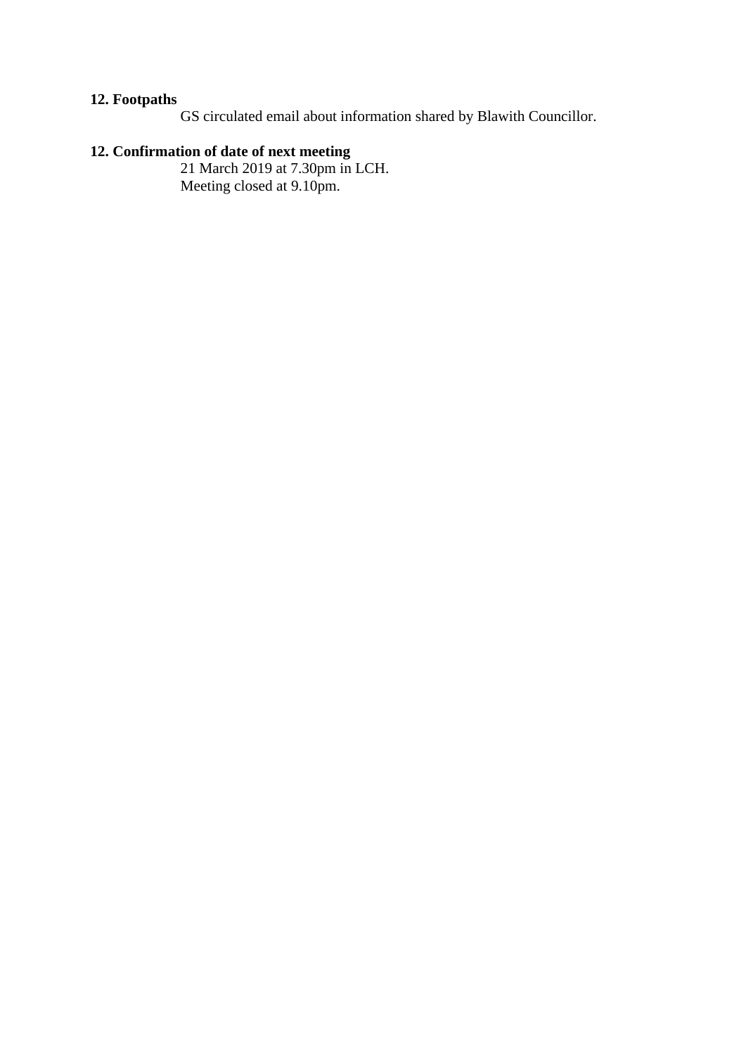**12. Footpaths**

GS circulated email about information shared by Blawith Councillor.

**12. Confirmation of date of next meeting**

21 March 2019 at 7.30pm in LCH.
Meeting closed at 9.10pm.